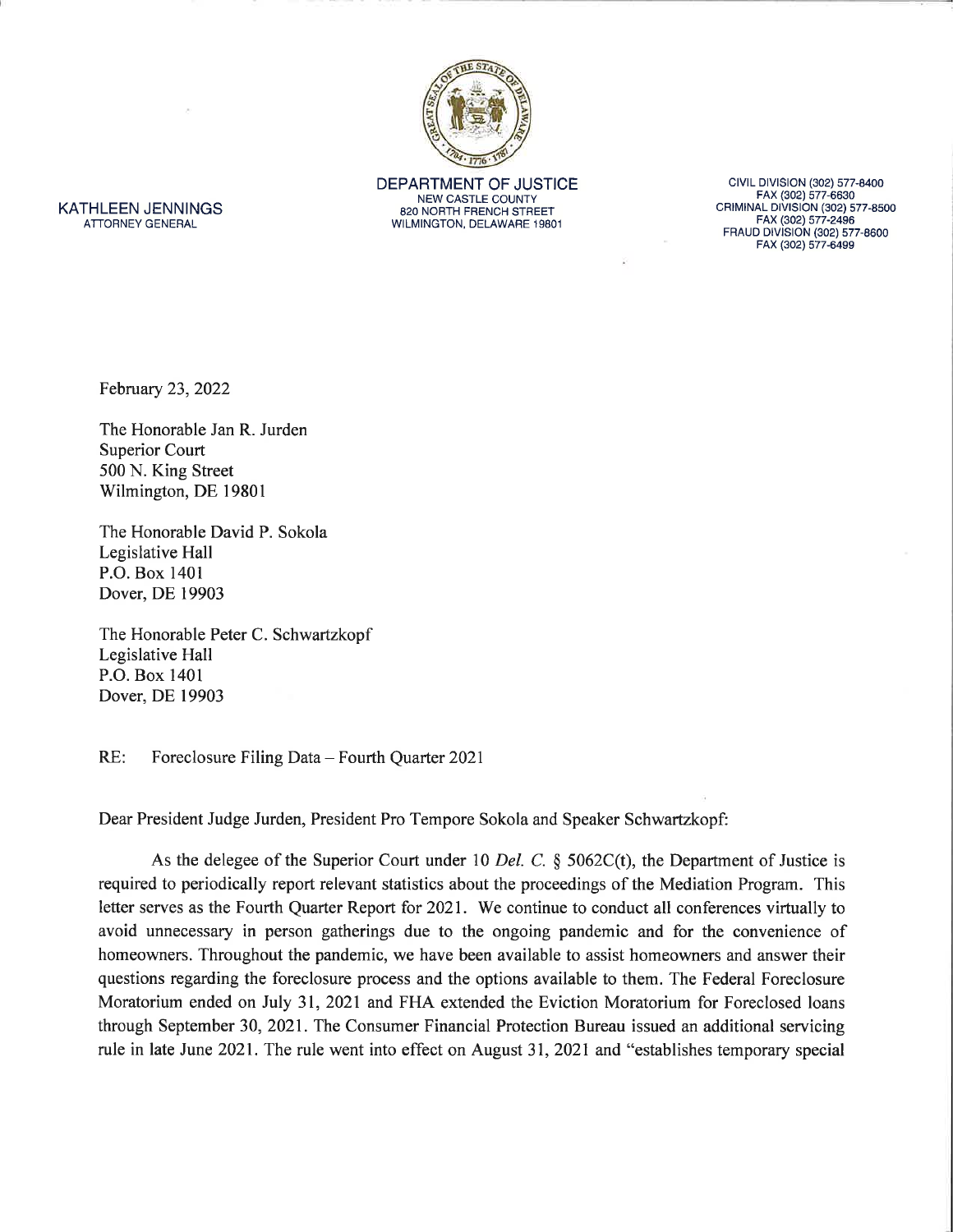KATHLEEN JENNINGS
ATTORNEY GENERAL

DEPARTMENT OF JUSTICE
NEW CASTLE COUNTY
820 NORTH FRENCH STREET
WILMINGTON, DELAWARE 19801

CIVIL DIVISION (302) 577-8400
FAX (302) 577-6630
CRIMINAL DIVISION (302) 577-8500
FAX (302) 577-2496
FRAUD DIVISION (302) 577-8600
FAX (302) 577-6499

February 23, 2022

The Honorable Jan R. Jurden
Superior Court
500 N. King Street
Wilmington, DE 19801

The Honorable David P. Sokola
Legislative Hall
P.O. Box 1401
Dover, DE 19903

The Honorable Peter C. Schwartzkopf
Legislative Hall
P.O. Box 1401
Dover, DE 19903

RE: Foreclosure Filing Data – Fourth Quarter 2021

Dear President Judge Jurden, President Pro Tempore Sokola and Speaker Schwartzkopf:

As the delegee of the Superior Court under 10 *Del. C.* § 5062C(t), the Department of Justice is required to periodically report relevant statistics about the proceedings of the Mediation Program. This letter serves as the Fourth Quarter Report for 2021. We continue to conduct all conferences virtually to avoid unnecessary in person gatherings due to the ongoing pandemic and for the convenience of homeowners. Throughout the pandemic, we have been available to assist homeowners and answer their questions regarding the foreclosure process and the options available to them. The Federal Foreclosure Moratorium ended on July 31, 2021 and FHA extended the Eviction Moratorium for Foreclosed loans through September 30, 2021. The Consumer Financial Protection Bureau issued an additional servicing rule in late June 2021. The rule went into effect on August 31, 2021 and "establishes temporary special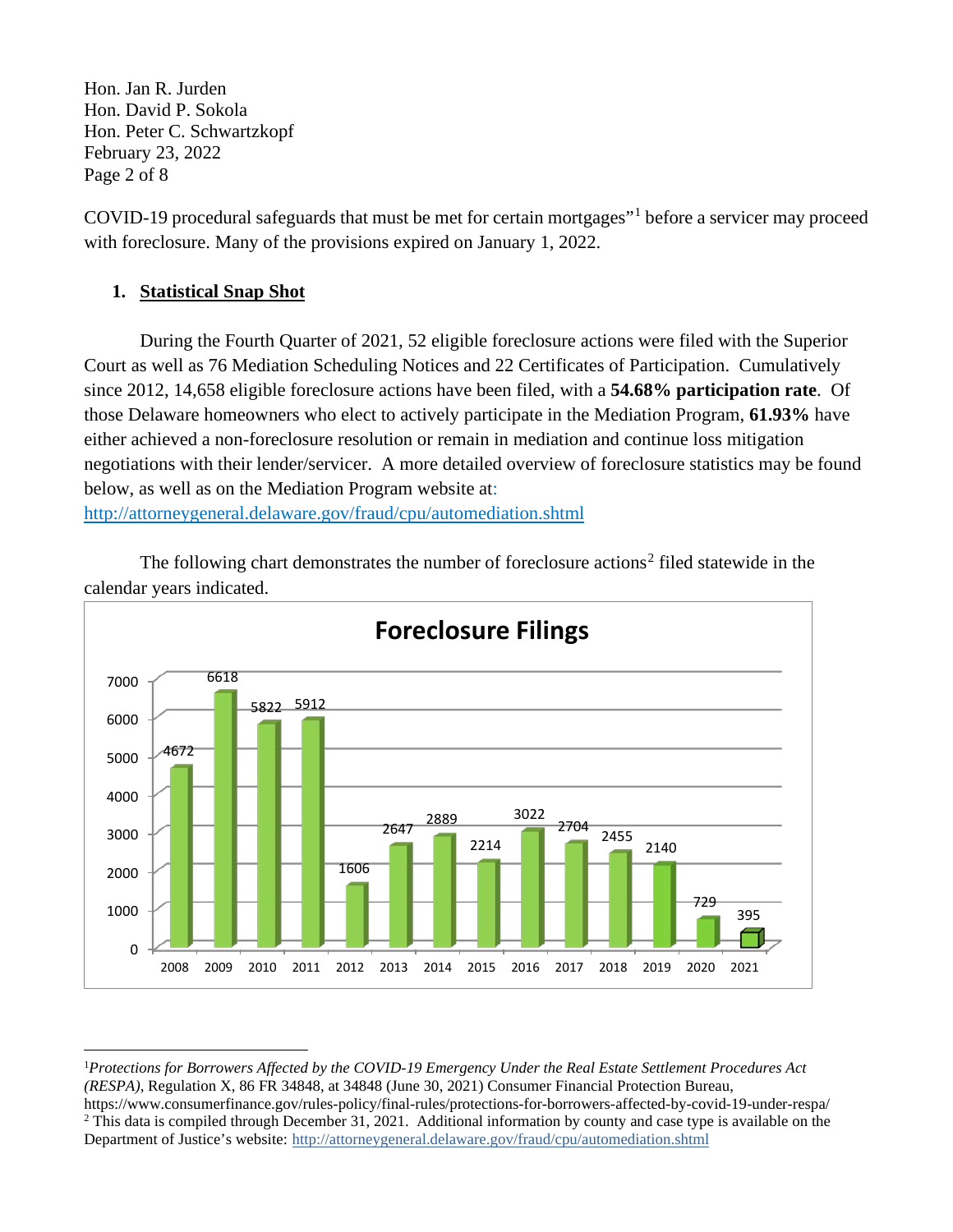COVID-19 procedural safeguards that must be met for certain mortgages"[1] before a servicer may proceed with foreclosure. Many of the provisions expired on January 1, 2022.

## 1. Statistical Snap Shot

During the Fourth Quarter of 2021, 52 eligible foreclosure actions were filed with the Superior Court as well as 76 Mediation Scheduling Notices and 22 Certificates of Participation. Cumulatively since 2012, 14,658 eligible foreclosure actions have been filed, with a **54.68% participation rate**. Of those Delaware homeowners who elect to actively participate in the Mediation Program, **61.93%** have either achieved a non-foreclosure resolution or remain in mediation and continue loss mitigation negotiations with their lender/servicer. A more detailed overview of foreclosure statistics may be found below, as well as on the Mediation Program website at: http://attorneygeneral.delaware.gov/fraud/cpu/automediation.shtml

The following chart demonstrates the number of foreclosure actions[2] filed statewide in the calendar years indicated.

**Foreclosure Filings**

| Year | Filings |
|---|---|
| 2008 | 4672 |
| 2009 | 6618 |
| 2010 | 5822 |
| 2011 | 5912 |
| 2012 | 1606 |
| 2013 | 2647 |
| 2014 | 2889 |
| 2015 | 2214 |
| 2016 | 3022 |
| 2017 | 2704 |
| 2018 | 2455 |
| 2019 | 2140 |
| 2020 | 729 |
| 2021 | 395 |

---

[1] *Protections for Borrowers Affected by the COVID-19 Emergency Under the Real Estate Settlement Procedures Act (RESPA)*, Regulation X, 86 FR 34848, at 34848 (June 30, 2021) Consumer Financial Protection Bureau, https://www.consumerfinance.gov/rules-policy/final-rules/protections-for-borrowers-affected-by-covid-19-under-respa/

[2] This data is compiled through December 31, 2021. Additional information by county and case type is available on the Department of Justice's website: http://attorneygeneral.delaware.gov/fraud/cpu/automediation.shtml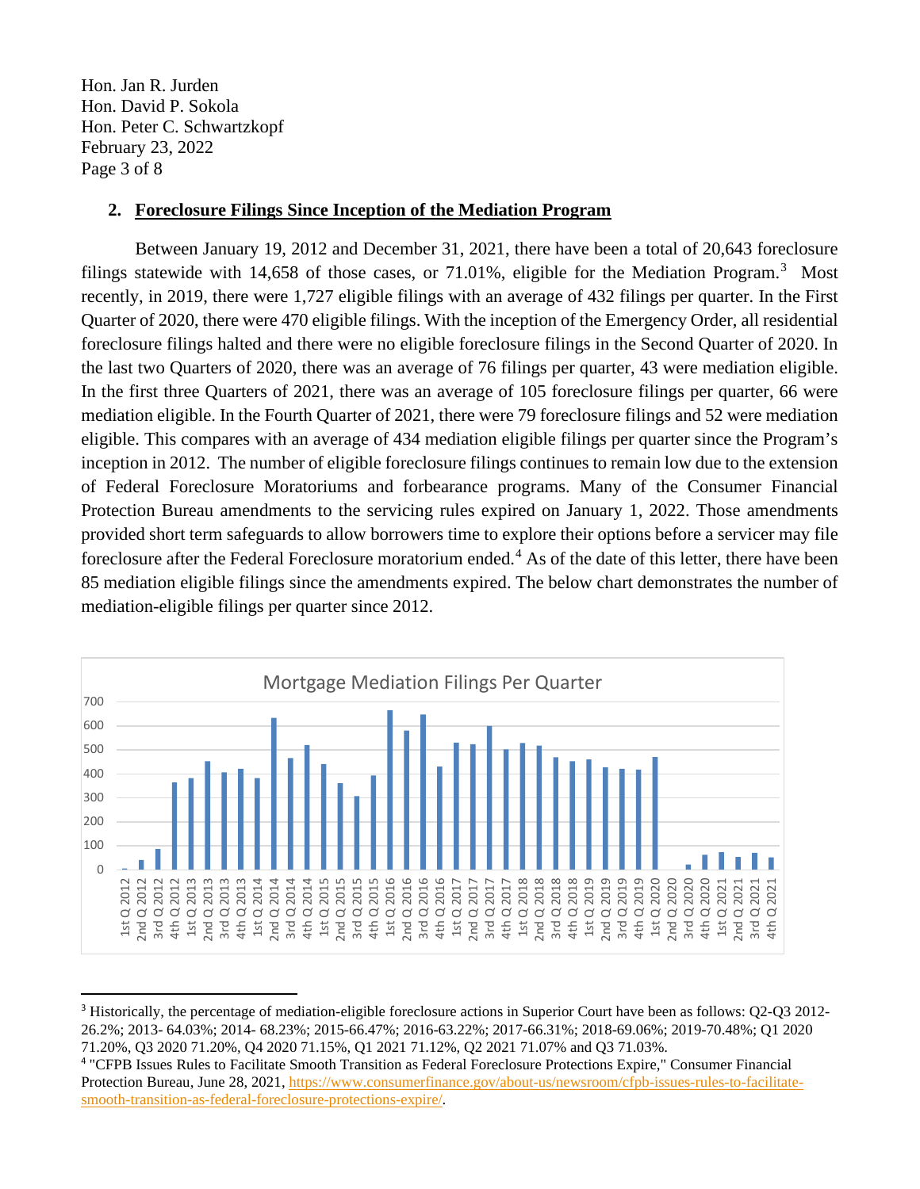## 2. **Foreclosure Filings Since Inception of the Mediation Program**

Between January 19, 2012 and December 31, 2021, there have been a total of 20,643 foreclosure filings statewide with 14,658 of those cases, or 71.01%, eligible for the Mediation Program.[3] Most recently, in 2019, there were 1,727 eligible filings with an average of 432 filings per quarter. In the First Quarter of 2020, there were 470 eligible filings. With the inception of the Emergency Order, all residential foreclosure filings halted and there were no eligible foreclosure filings in the Second Quarter of 2020. In the last two Quarters of 2020, there was an average of 76 filings per quarter, 43 were mediation eligible. In the first three Quarters of 2021, there was an average of 105 foreclosure filings per quarter, 66 were mediation eligible. In the Fourth Quarter of 2021, there were 79 foreclosure filings and 52 were mediation eligible. This compares with an average of 434 mediation eligible filings per quarter since the Program's inception in 2012. The number of eligible foreclosure filings continues to remain low due to the extension of Federal Foreclosure Moratoriums and forbearance programs. Many of the Consumer Financial Protection Bureau amendments to the servicing rules expired on January 1, 2022. Those amendments provided short term safeguards to allow borrowers time to explore their options before a servicer may file foreclosure after the Federal Foreclosure moratorium ended.[4] As of the date of this letter, there have been 85 mediation eligible filings since the amendments expired. The below chart demonstrates the number of mediation-eligible filings per quarter since 2012.

Mortgage Mediation Filings Per Quarter

---

[3] Historically, the percentage of mediation-eligible foreclosure actions in Superior Court have been as follows: Q2-Q3 2012- 26.2%; 2013- 64.03%; 2014- 68.23%; 2015-66.47%; 2016-63.22%; 2017-66.31%; 2018-69.06%; 2019-70.48%; Q1 2020 71.20%, Q3 2020 71.20%, Q4 2020 71.15%, Q1 2021 71.12%, Q2 2021 71.07% and Q3 71.03%.

[4] "CFPB Issues Rules to Facilitate Smooth Transition as Federal Foreclosure Protections Expire," Consumer Financial Protection Bureau, June 28, 2021, https://www.consumerfinance.gov/about-us/newsroom/cfpb-issues-rules-to-facilitate-smooth-transition-as-federal-foreclosure-protections-expire/.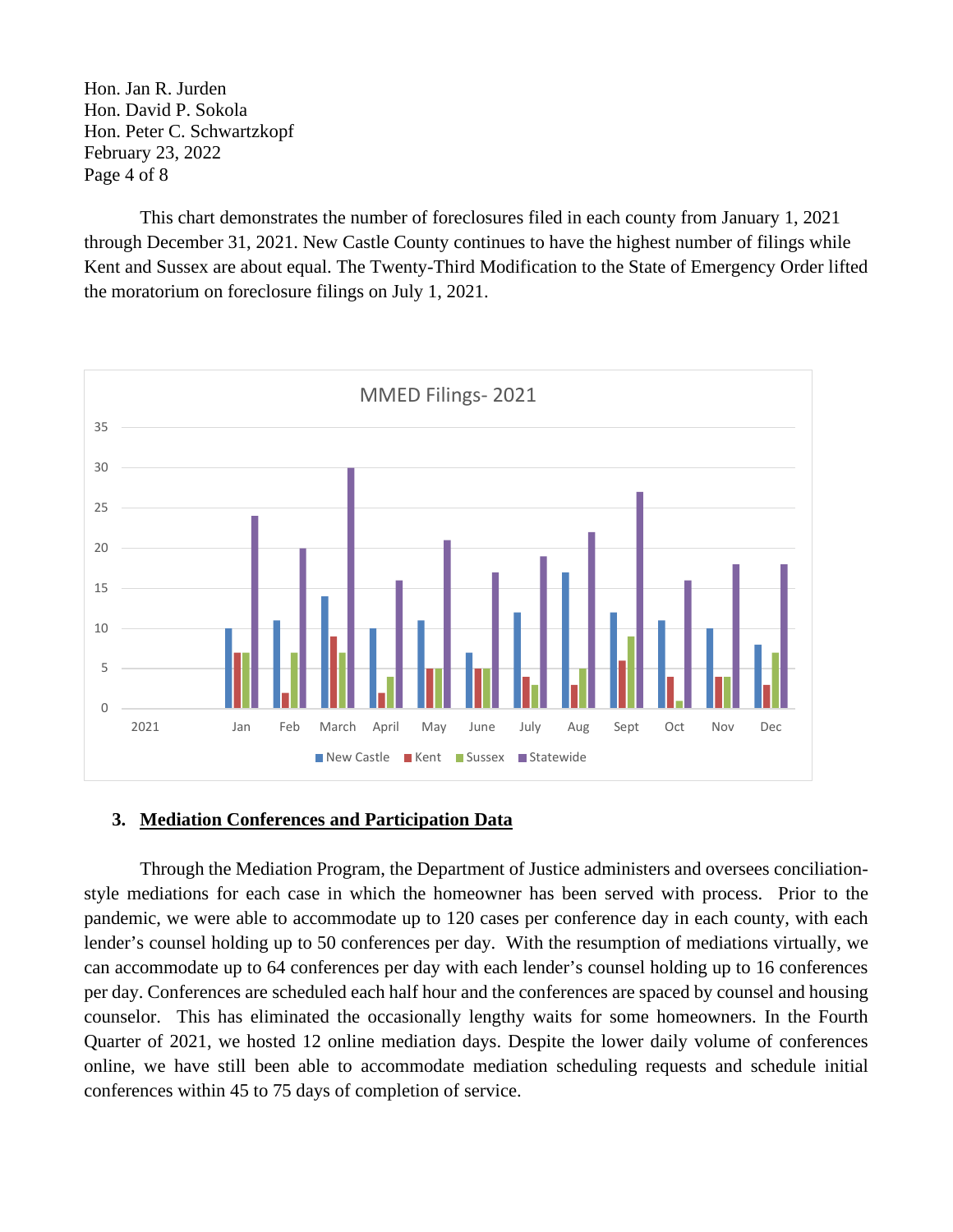This chart demonstrates the number of foreclosures filed in each county from January 1, 2021 through December 31, 2021. New Castle County continues to have the highest number of filings while Kent and Sussex are about equal. The Twenty-Third Modification to the State of Emergency Order lifted the moratorium on foreclosure filings on July 1, 2021.

**MMED Filings- 2021**

| 2021 | New Castle | Kent | Sussex | Statewide |
| --- | --- | --- | --- | --- |
| Jan | 10 | 7 | 7 | 24 |
| Feb | 11 | 2 | 7 | 20 |
| March | 14 | 9 | 7 | 30 |
| April | 10 | 2 | 4 | 16 |
| May | 11 | 5 | 5 | 21 |
| June | 7 | 5 | 5 | 17 |
| July | 12 | 4 | 3 | 19 |
| Aug | 17 | 3 | 5 | 22 |
| Sept | 12 | 6 | 9 | 27 |
| Oct | 11 | 4 | 1 | 16 |
| Nov | 10 | 4 | 4 | 18 |
| Dec | 8 | 3 | 7 | 18 |

## 3. Mediation Conferences and Participation Data

Through the Mediation Program, the Department of Justice administers and oversees conciliation-style mediations for each case in which the homeowner has been served with process. Prior to the pandemic, we were able to accommodate up to 120 cases per conference day in each county, with each lender's counsel holding up to 50 conferences per day. With the resumption of mediations virtually, we can accommodate up to 64 conferences per day with each lender's counsel holding up to 16 conferences per day. Conferences are scheduled each half hour and the conferences are spaced by counsel and housing counselor. This has eliminated the occasionally lengthy waits for some homeowners. In the Fourth Quarter of 2021, we hosted 12 online mediation days. Despite the lower daily volume of conferences online, we have still been able to accommodate mediation scheduling requests and schedule initial conferences within 45 to 75 days of completion of service.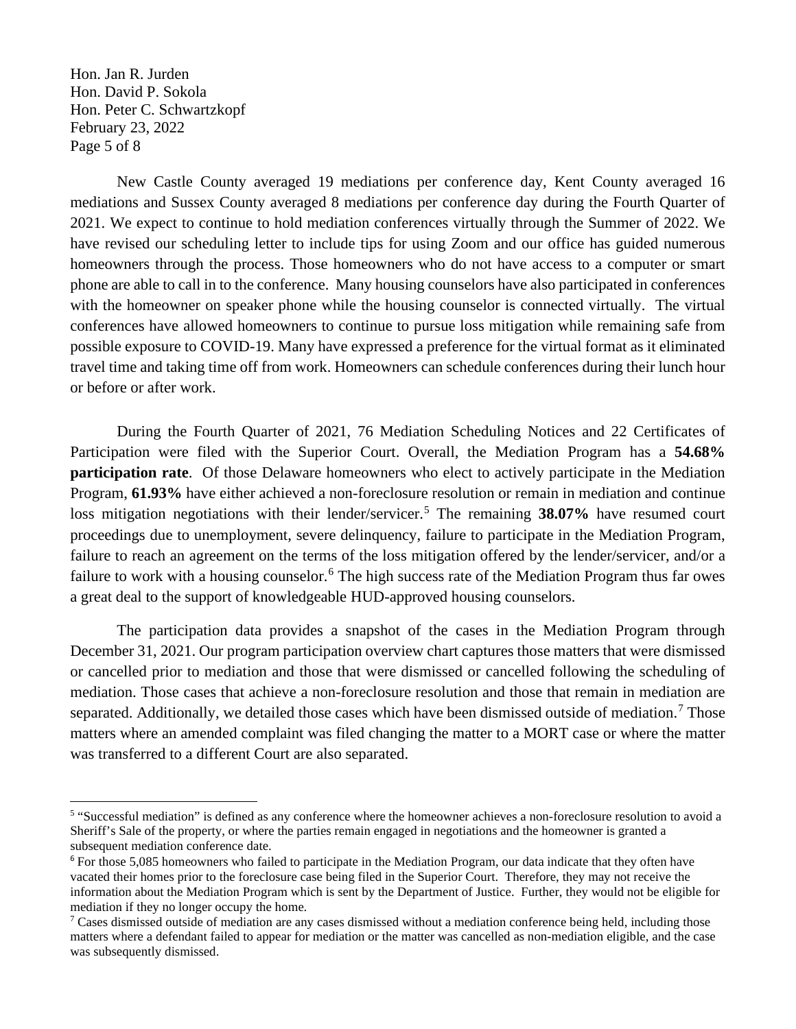New Castle County averaged 19 mediations per conference day, Kent County averaged 16 mediations and Sussex County averaged 8 mediations per conference day during the Fourth Quarter of 2021. We expect to continue to hold mediation conferences virtually through the Summer of 2022. We have revised our scheduling letter to include tips for using Zoom and our office has guided numerous homeowners through the process. Those homeowners who do not have access to a computer or smart phone are able to call in to the conference. Many housing counselors have also participated in conferences with the homeowner on speaker phone while the housing counselor is connected virtually. The virtual conferences have allowed homeowners to continue to pursue loss mitigation while remaining safe from possible exposure to COVID-19. Many have expressed a preference for the virtual format as it eliminated travel time and taking time off from work. Homeowners can schedule conferences during their lunch hour or before or after work.

During the Fourth Quarter of 2021, 76 Mediation Scheduling Notices and 22 Certificates of Participation were filed with the Superior Court. Overall, the Mediation Program has a **54.68% participation rate**. Of those Delaware homeowners who elect to actively participate in the Mediation Program, **61.93%** have either achieved a non-foreclosure resolution or remain in mediation and continue loss mitigation negotiations with their lender/servicer.[5] The remaining **38.07%** have resumed court proceedings due to unemployment, severe delinquency, failure to participate in the Mediation Program, failure to reach an agreement on the terms of the loss mitigation offered by the lender/servicer, and/or a failure to work with a housing counselor.[6] The high success rate of the Mediation Program thus far owes a great deal to the support of knowledgeable HUD-approved housing counselors.

The participation data provides a snapshot of the cases in the Mediation Program through December 31, 2021. Our program participation overview chart captures those matters that were dismissed or cancelled prior to mediation and those that were dismissed or cancelled following the scheduling of mediation. Those cases that achieve a non-foreclosure resolution and those that remain in mediation are separated. Additionally, we detailed those cases which have been dismissed outside of mediation.[7] Those matters where an amended complaint was filed changing the matter to a MORT case or where the matter was transferred to a different Court are also separated.

---

[5] "Successful mediation" is defined as any conference where the homeowner achieves a non-foreclosure resolution to avoid a Sheriff's Sale of the property, or where the parties remain engaged in negotiations and the homeowner is granted a subsequent mediation conference date.

[6] For those 5,085 homeowners who failed to participate in the Mediation Program, our data indicate that they often have vacated their homes prior to the foreclosure case being filed in the Superior Court. Therefore, they may not receive the information about the Mediation Program which is sent by the Department of Justice. Further, they would not be eligible for mediation if they no longer occupy the home.

[7] Cases dismissed outside of mediation are any cases dismissed without a mediation conference being held, including those matters where a defendant failed to appear for mediation or the matter was cancelled as non-mediation eligible, and the case was subsequently dismissed.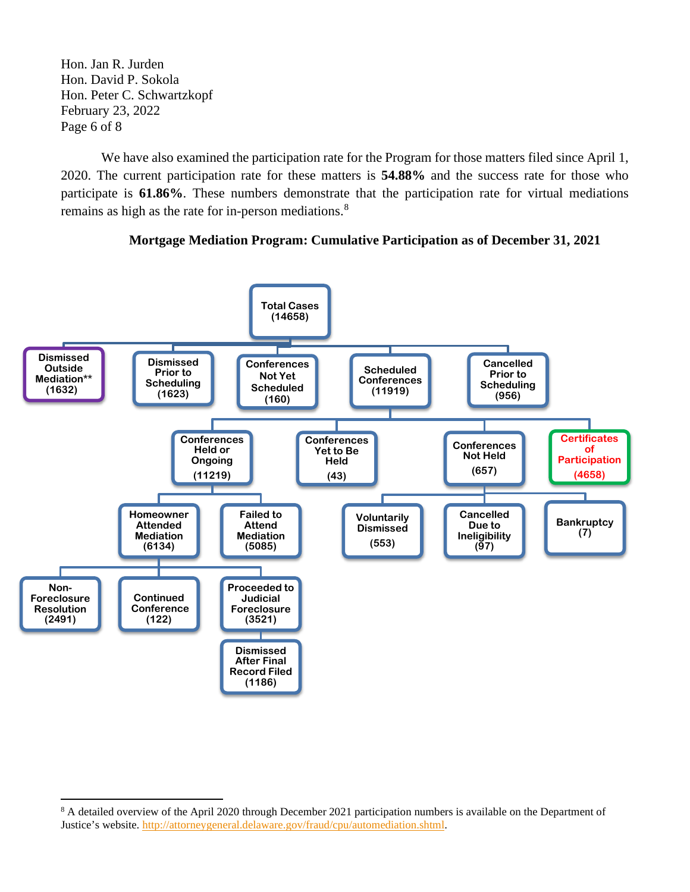We have also examined the participation rate for the Program for those matters filed since April 1, 2020. The current participation rate for these matters is **54.88%** and the success rate for those who participate is **61.86%**. These numbers demonstrate that the participation rate for virtual mediations remains as high as the rate for in-person mediations.[8]

**Mortgage Mediation Program: Cumulative Participation as of December 31, 2021**

- Total Cases (14658)
  - Dismissed Outside Mediation** (1632)
  - Dismissed Prior to Scheduling (1623)
  - Conferences Not Yet Scheduled (160)
  - Scheduled Conferences (11919)
    - Conferences Held or Ongoing (11219)
      - Homeowner Attended Mediation (6134)
        - Non-Foreclosure Resolution (2491)
        - Continued Conference (122)
        - Proceeded to Judicial Foreclosure (3521)
          - Dismissed After Final Record Filed (1186)
      - Failed to Attend Mediation (5085)
    - Conferences Yet to Be Held (43)
    - Conferences Not Held (657)
      - Voluntarily Dismissed (553)
      - Cancelled Due to Ineligibility (97)
      - Bankruptcy (7)
    - Certificates of Participation (4658)
  - Cancelled Prior to Scheduling (956)

---

[8] A detailed overview of the April 2020 through December 2021 participation numbers is available on the Department of Justice's website. http://attorneygeneral.delaware.gov/fraud/cpu/automediation.shtml.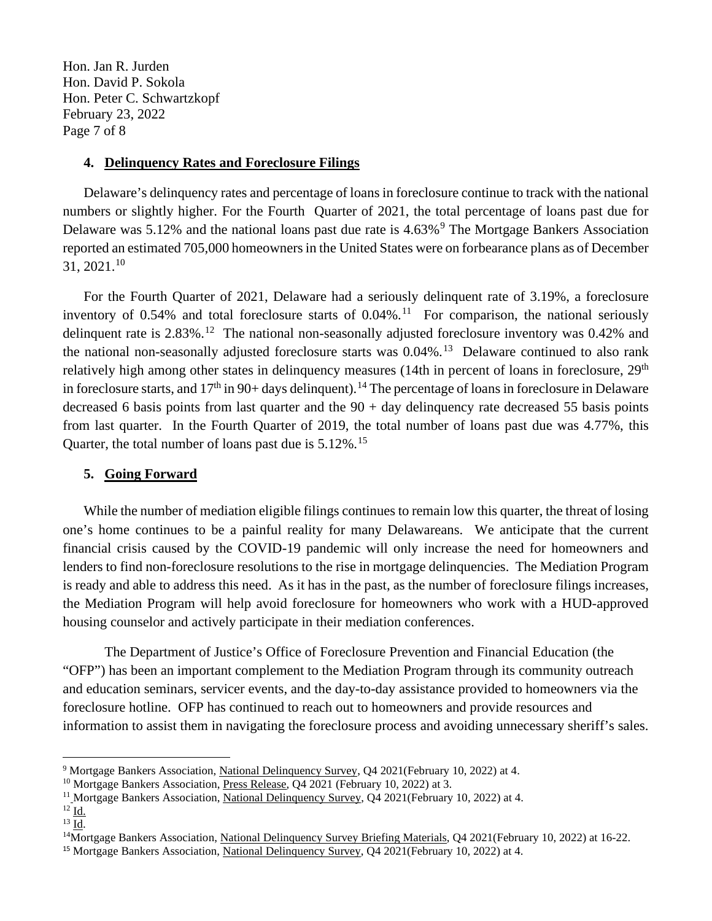### 4. **Delinquency Rates and Foreclosure Filings**

Delaware's delinquency rates and percentage of loans in foreclosure continue to track with the national numbers or slightly higher. For the Fourth Quarter of 2021, the total percentage of loans past due for Delaware was 5.12% and the national loans past due rate is 4.63%[9] The Mortgage Bankers Association reported an estimated 705,000 homeowners in the United States were on forbearance plans as of December 31, 2021.[10]

For the Fourth Quarter of 2021, Delaware had a seriously delinquent rate of 3.19%, a foreclosure inventory of 0.54% and total foreclosure starts of 0.04%.[11] For comparison, the national seriously delinquent rate is 2.83%.[12] The national non-seasonally adjusted foreclosure inventory was 0.42% and the national non-seasonally adjusted foreclosure starts was 0.04%.[13] Delaware continued to also rank relatively high among other states in delinquency measures (14th in percent of loans in foreclosure, 29th in foreclosure starts, and 17th in 90+ days delinquent).[14] The percentage of loans in foreclosure in Delaware decreased 6 basis points from last quarter and the 90 + day delinquency rate decreased 55 basis points from last quarter. In the Fourth Quarter of 2019, the total number of loans past due was 4.77%, this Quarter, the total number of loans past due is 5.12%.[15]

### 5. **Going Forward**

While the number of mediation eligible filings continues to remain low this quarter, the threat of losing one's home continues to be a painful reality for many Delawareans. We anticipate that the current financial crisis caused by the COVID-19 pandemic will only increase the need for homeowners and lenders to find non-foreclosure resolutions to the rise in mortgage delinquencies. The Mediation Program is ready and able to address this need. As it has in the past, as the number of foreclosure filings increases, the Mediation Program will help avoid foreclosure for homeowners who work with a HUD-approved housing counselor and actively participate in their mediation conferences.

The Department of Justice's Office of Foreclosure Prevention and Financial Education (the "OFP") has been an important complement to the Mediation Program through its community outreach and education seminars, servicer events, and the day-to-day assistance provided to homeowners via the foreclosure hotline. OFP has continued to reach out to homeowners and provide resources and information to assist them in navigating the foreclosure process and avoiding unnecessary sheriff's sales.

---

[9] Mortgage Bankers Association, National Delinquency Survey, Q4 2021(February 10, 2022) at 4.

[10] Mortgage Bankers Association, Press Release, Q4 2021 (February 10, 2022) at 3.

[11] Mortgage Bankers Association, National Delinquency Survey, Q4 2021(February 10, 2022) at 4.

[12] Id.

[13] Id.

[14] Mortgage Bankers Association, National Delinquency Survey Briefing Materials, Q4 2021(February 10, 2022) at 16-22.

[15] Mortgage Bankers Association, National Delinquency Survey, Q4 2021(February 10, 2022) at 4.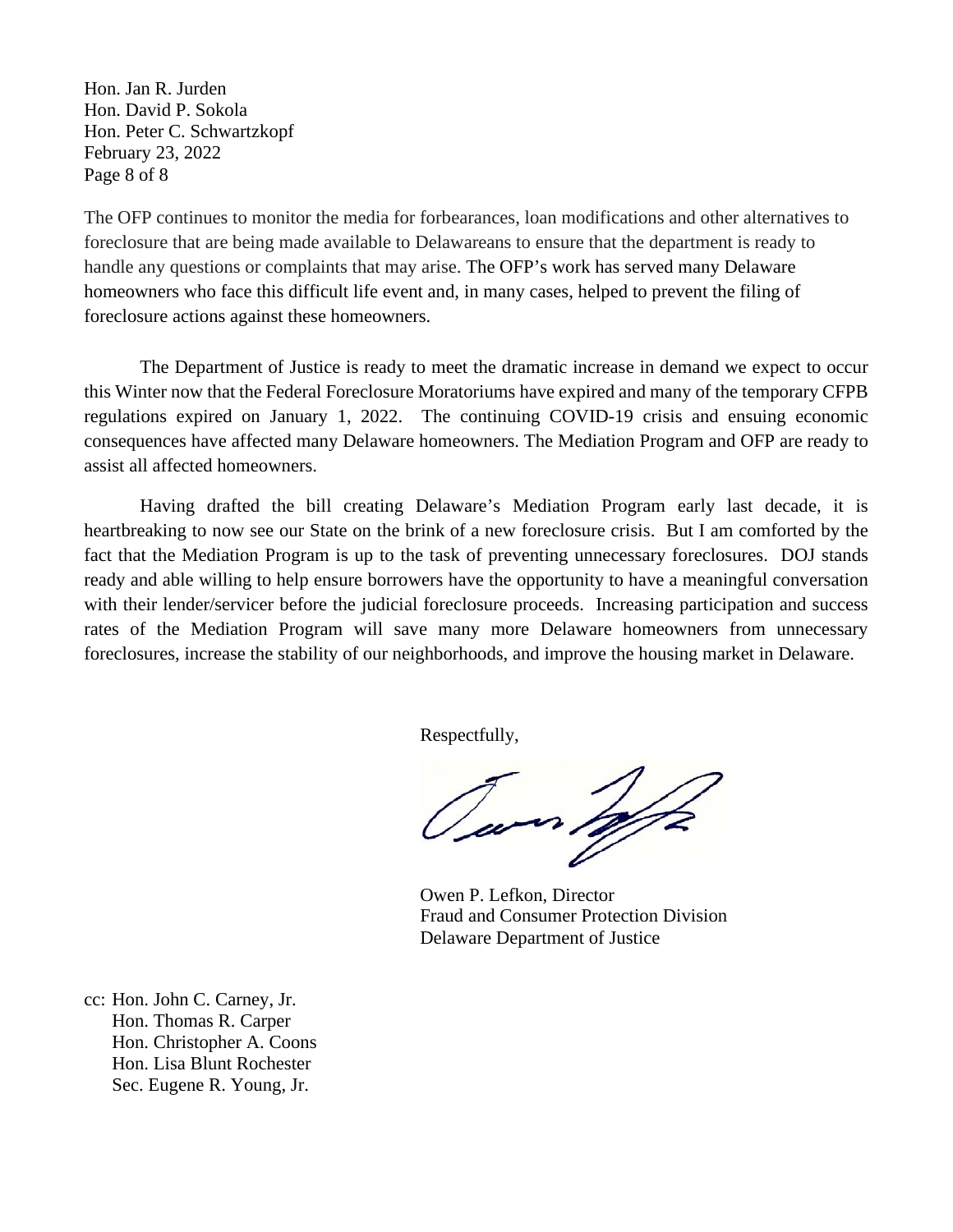The OFP continues to monitor the media for forbearances, loan modifications and other alternatives to foreclosure that are being made available to Delawareans to ensure that the department is ready to handle any questions or complaints that may arise. The OFP's work has served many Delaware homeowners who face this difficult life event and, in many cases, helped to prevent the filing of foreclosure actions against these homeowners.

The Department of Justice is ready to meet the dramatic increase in demand we expect to occur this Winter now that the Federal Foreclosure Moratoriums have expired and many of the temporary CFPB regulations expired on January 1, 2022. The continuing COVID-19 crisis and ensuing economic consequences have affected many Delaware homeowners. The Mediation Program and OFP are ready to assist all affected homeowners.

Having drafted the bill creating Delaware's Mediation Program early last decade, it is heartbreaking to now see our State on the brink of a new foreclosure crisis. But I am comforted by the fact that the Mediation Program is up to the task of preventing unnecessary foreclosures. DOJ stands ready and able willing to help ensure borrowers have the opportunity to have a meaningful conversation with their lender/servicer before the judicial foreclosure proceeds. Increasing participation and success rates of the Mediation Program will save many more Delaware homeowners from unnecessary foreclosures, increase the stability of our neighborhoods, and improve the housing market in Delaware.

Respectfully,

Owen P. Lefkon, Director
Fraud and Consumer Protection Division
Delaware Department of Justice

cc: Hon. John C. Carney, Jr.
Hon. Thomas R. Carper
Hon. Christopher A. Coons
Hon. Lisa Blunt Rochester
Sec. Eugene R. Young, Jr.